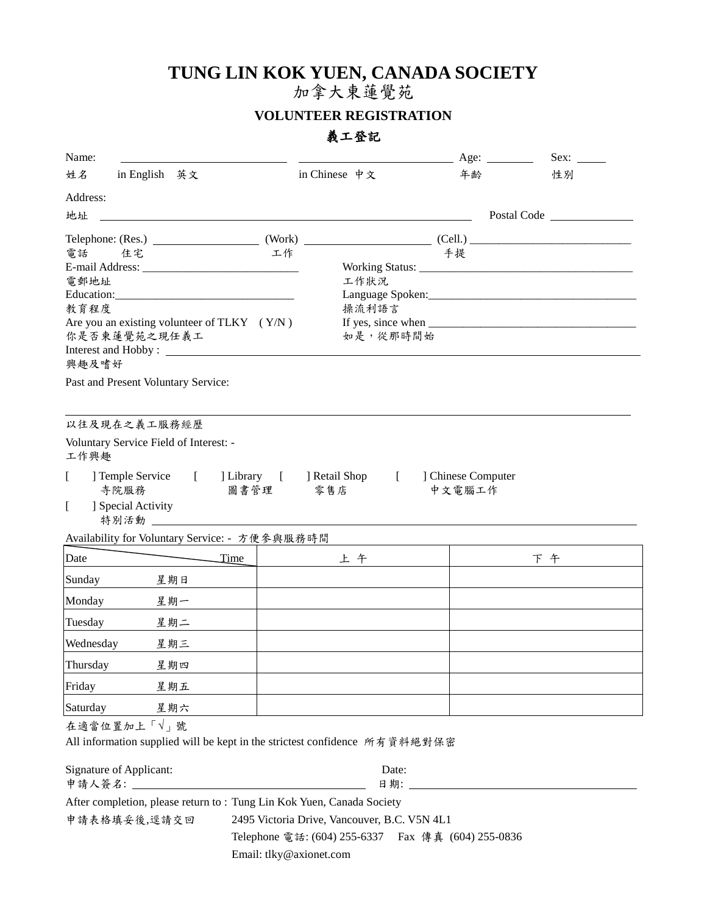# TUNG LIN KOK YUEN, CANADA SOCIETY
# 加拿大東蓮覺苑

## VOLUNTEER REGISTRATION

## 義工登記

Name: ______________________________ ______________________________ Age: ________ Sex: _____
姓名 in English 英文 in Chinese 中文 年齡 性別

Address:
地址 ____________________________________________________________ Postal Code ______________

Telephone: (Res.) __________________ (Work) ______________________ (Cell.) ____________________________
電話 住宅 工作 手提

E-mail Address: ___________________________
電郵地址

Working Status: ______________________________________
工作狀況

Education:_______________________________
教育程度

Language Spoken:_____________________________________
操流利語言

Are you an existing volunteer of TLKY ( Y/N )
你是否東蓮覺苑之現任義工

If yes, since when _____________________________________
如是，從那時間始

Interest and Hobby : ______________________________________________________________________________
興趣及嗜好

Past and Present Voluntary Service:

______________________________________________________________________________
以往及現在之義工服務經歷

Voluntary Service Field of Interest: -
工作興趣

[ ] Temple Service 寺院服務 [ ] Library 圖書管理 [ ] Retail Shop 零售店 [ ] Chinese Computer 中文電腦工作

[ ] Special Activity
特別活動 ______________________________________________________________________________

Availability for Voluntary Service: - 方便參與服務時間

| Date / Time | 上 午 | 下 午 |
|---|---|---|
| Sunday 星期日 | | |
| Monday 星期一 | | |
| Tuesday 星期二 | | |
| Wednesday 星期三 | | |
| Thursday 星期四 | | |
| Friday 星期五 | | |
| Saturday 星期六 | | |

在適當位置加上「√」號

All information supplied will be kept in the strictest confidence 所有資料絕對保密

Signature of Applicant:
申請人簽名: ________________________________ Date:
日期: ________________________________

After completion, please return to : Tung Lin Kok Yuen, Canada Society
申請表格填妥後,逕請交回 2495 Victoria Drive, Vancouver, B.C. V5N 4L1
Telephone 電話: (604) 255-6337 Fax 傳真 (604) 255-0836
Email: tlky@axionet.com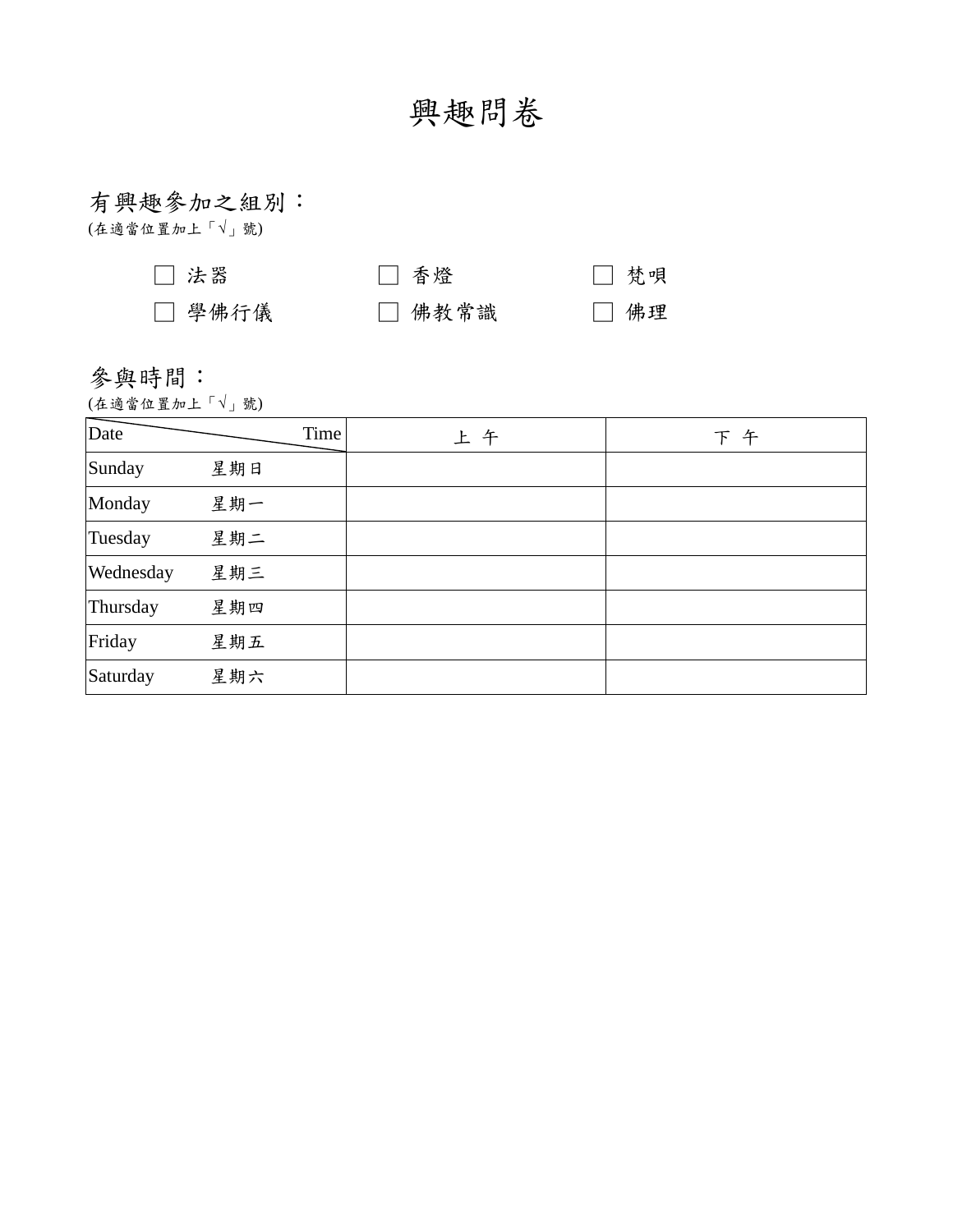# 興趣問卷

有興趣參加之組別：

(在適當位置加上「√」號)

- ☐ 法器
- ☐ 香燈
- ☐ 梵唄
- ☐ 學佛行儀
- ☐ 佛教常識
- ☐ 佛理

參與時間：

(在適當位置加上「√」號)

| Date Time | 上 午 | 下 午 |
|---|---|---|
| Sunday 星期日 | | |
| Monday 星期一 | | |
| Tuesday 星期二 | | |
| Wednesday 星期三 | | |
| Thursday 星期四 | | |
| Friday 星期五 | | |
| Saturday 星期六 | | |